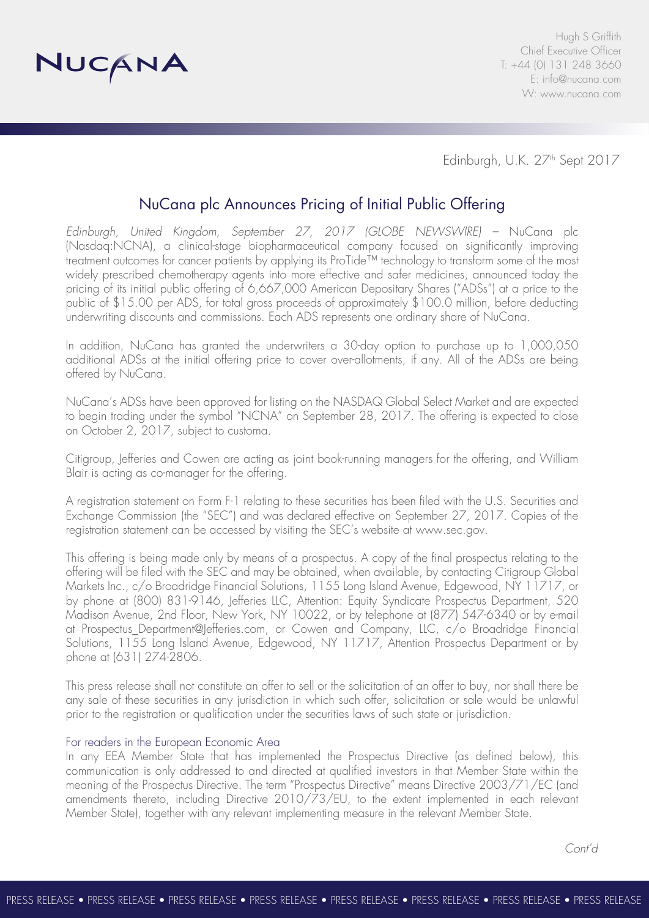NUCANA

Hugh S Griffith
Chief Executive Officer
T: +44 (0) 131 248 3660
E: info@nucana.com
W: www.nucana.com

Edinburgh, U.K. 27th Sept 2017

# NuCana plc Announces Pricing of Initial Public Offering

*Edinburgh, United Kingdom, September 27, 2017 (GLOBE NEWSWIRE)* – NuCana plc (Nasdaq:NCNA), a clinical-stage biopharmaceutical company focused on significantly improving treatment outcomes for cancer patients by applying its ProTide™ technology to transform some of the most widely prescribed chemotherapy agents into more effective and safer medicines, announced today the pricing of its initial public offering of 6,667,000 American Depositary Shares ("ADSs") at a price to the public of $15.00 per ADS, for total gross proceeds of approximately $100.0 million, before deducting underwriting discounts and commissions. Each ADS represents one ordinary share of NuCana.

In addition, NuCana has granted the underwriters a 30-day option to purchase up to 1,000,050 additional ADSs at the initial offering price to cover over-allotments, if any. All of the ADSs are being offered by NuCana.

NuCana's ADSs have been approved for listing on the NASDAQ Global Select Market and are expected to begin trading under the symbol "NCNA" on September 28, 2017. The offering is expected to close on October 2, 2017, subject to customa.

Citigroup, Jefferies and Cowen are acting as joint book-running managers for the offering, and William Blair is acting as co-manager for the offering.

A registration statement on Form F-1 relating to these securities has been filed with the U.S. Securities and Exchange Commission (the "SEC") and was declared effective on September 27, 2017. Copies of the registration statement can be accessed by visiting the SEC's website at www.sec.gov.

This offering is being made only by means of a prospectus. A copy of the final prospectus relating to the offering will be filed with the SEC and may be obtained, when available, by contacting Citigroup Global Markets Inc., c/o Broadridge Financial Solutions, 1155 Long Island Avenue, Edgewood, NY 11717, or by phone at (800) 831-9146, Jefferies LLC, Attention: Equity Syndicate Prospectus Department, 520 Madison Avenue, 2nd Floor, New York, NY 10022, or by telephone at (877) 547-6340 or by e-mail at Prospectus_Department@Jefferies.com, or Cowen and Company, LLC, c/o Broadridge Financial Solutions, 1155 Long Island Avenue, Edgewood, NY 11717, Attention Prospectus Department or by phone at (631) 274-2806.

This press release shall not constitute an offer to sell or the solicitation of an offer to buy, nor shall there be any sale of these securities in any jurisdiction in which such offer, solicitation or sale would be unlawful prior to the registration or qualification under the securities laws of such state or jurisdiction.

### For readers in the European Economic Area

In any EEA Member State that has implemented the Prospectus Directive (as defined below), this communication is only addressed to and directed at qualified investors in that Member State within the meaning of the Prospectus Directive. The term "Prospectus Directive" means Directive 2003/71/EC (and amendments thereto, including Directive 2010/73/EU, to the extent implemented in each relevant Member State), together with any relevant implementing measure in the relevant Member State.

*Cont'd*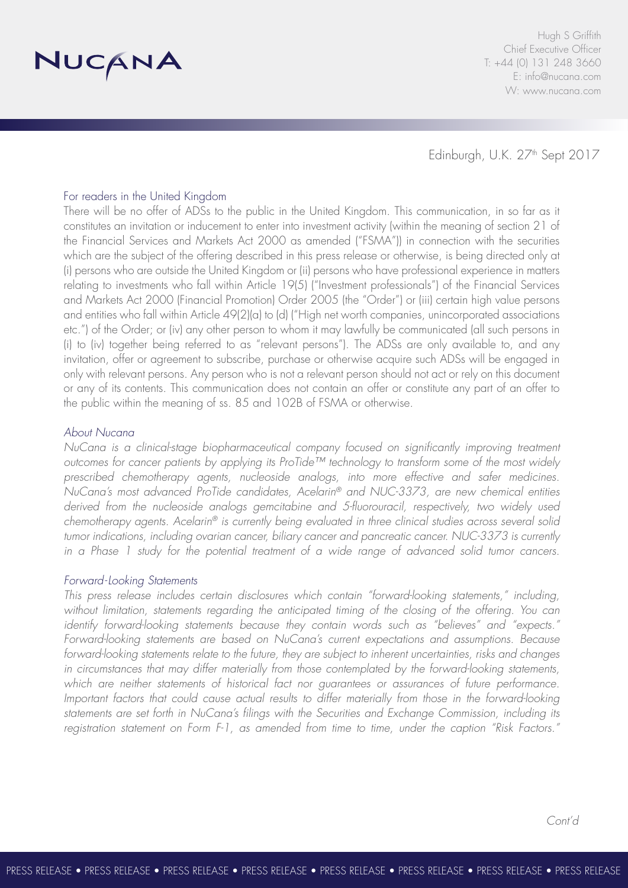Edinburgh, U.K. 27th Sept 2017

## For readers in the United Kingdom

There will be no offer of ADSs to the public in the United Kingdom. This communication, in so far as it constitutes an invitation or inducement to enter into investment activity (within the meaning of section 21 of the Financial Services and Markets Act 2000 as amended ("FSMA")) in connection with the securities which are the subject of the offering described in this press release or otherwise, is being directed only at (i) persons who are outside the United Kingdom or (ii) persons who have professional experience in matters relating to investments who fall within Article 19(5) ("Investment professionals") of the Financial Services and Markets Act 2000 (Financial Promotion) Order 2005 (the "Order") or (iii) certain high value persons and entities who fall within Article 49(2)(a) to (d) ("High net worth companies, unincorporated associations etc.") of the Order; or (iv) any other person to whom it may lawfully be communicated (all such persons in (i) to (iv) together being referred to as "relevant persons"). The ADSs are only available to, and any invitation, offer or agreement to subscribe, purchase or otherwise acquire such ADSs will be engaged in only with relevant persons. Any person who is not a relevant person should not act or rely on this document or any of its contents. This communication does not contain an offer or constitute any part of an offer to the public within the meaning of ss. 85 and 102B of FSMA or otherwise.

## *About Nucana*

*NuCana is a clinical-stage biopharmaceutical company focused on significantly improving treatment outcomes for cancer patients by applying its ProTide™ technology to transform some of the most widely prescribed chemotherapy agents, nucleoside analogs, into more effective and safer medicines. NuCana's most advanced ProTide candidates, Acelarin® and NUC-3373, are new chemical entities derived from the nucleoside analogs gemcitabine and 5-fluorouracil, respectively, two widely used chemotherapy agents. Acelarin® is currently being evaluated in three clinical studies across several solid tumor indications, including ovarian cancer, biliary cancer and pancreatic cancer. NUC-3373 is currently in a Phase 1 study for the potential treatment of a wide range of advanced solid tumor cancers.*

## *Forward-Looking Statements*

*This press release includes certain disclosures which contain "forward-looking statements," including, without limitation, statements regarding the anticipated timing of the closing of the offering. You can identify forward-looking statements because they contain words such as "believes" and "expects." Forward-looking statements are based on NuCana's current expectations and assumptions. Because forward-looking statements relate to the future, they are subject to inherent uncertainties, risks and changes in circumstances that may differ materially from those contemplated by the forward-looking statements, which are neither statements of historical fact nor guarantees or assurances of future performance. Important factors that could cause actual results to differ materially from those in the forward-looking statements are set forth in NuCana's filings with the Securities and Exchange Commission, including its registration statement on Form F-1, as amended from time to time, under the caption "Risk Factors."*

*Cont'd*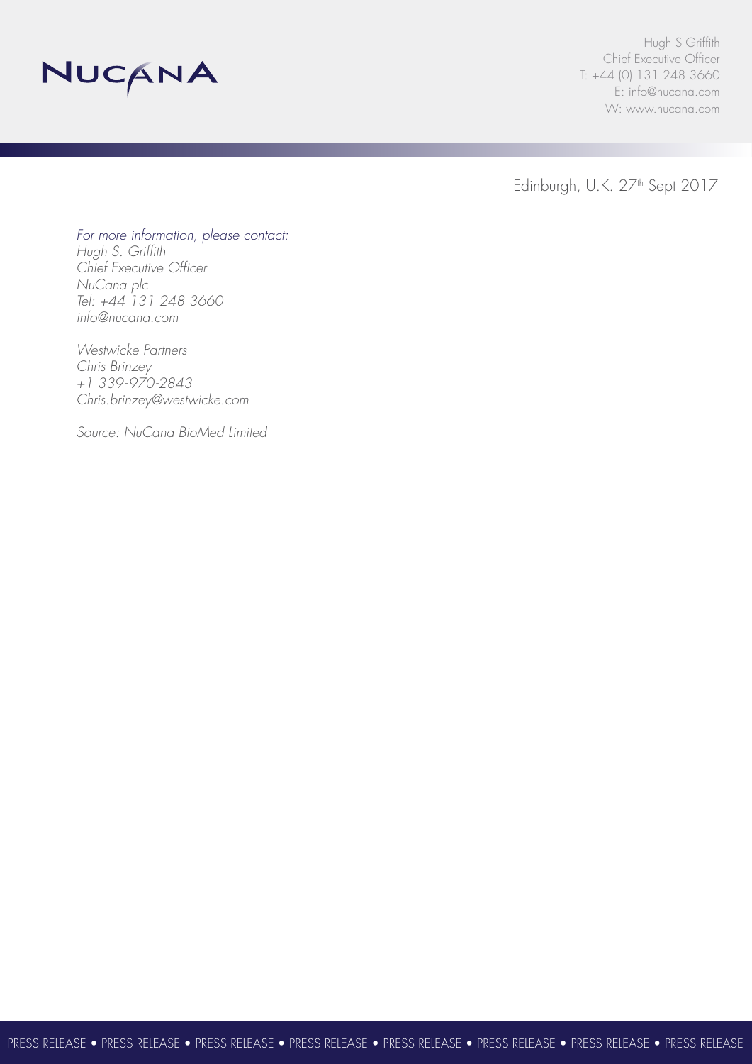*For more information, please contact:*
*Hugh S. Griffith*
*Chief Executive Officer*
*NuCana plc*
*Tel: +44 131 248 3660*
*info@nucana.com*

*Westwicke Partners*
*Chris Brinzey*
*+1 339-970-2843*
*Chris.brinzey@westwicke.com*

*Source: NuCana BioMed Limited*